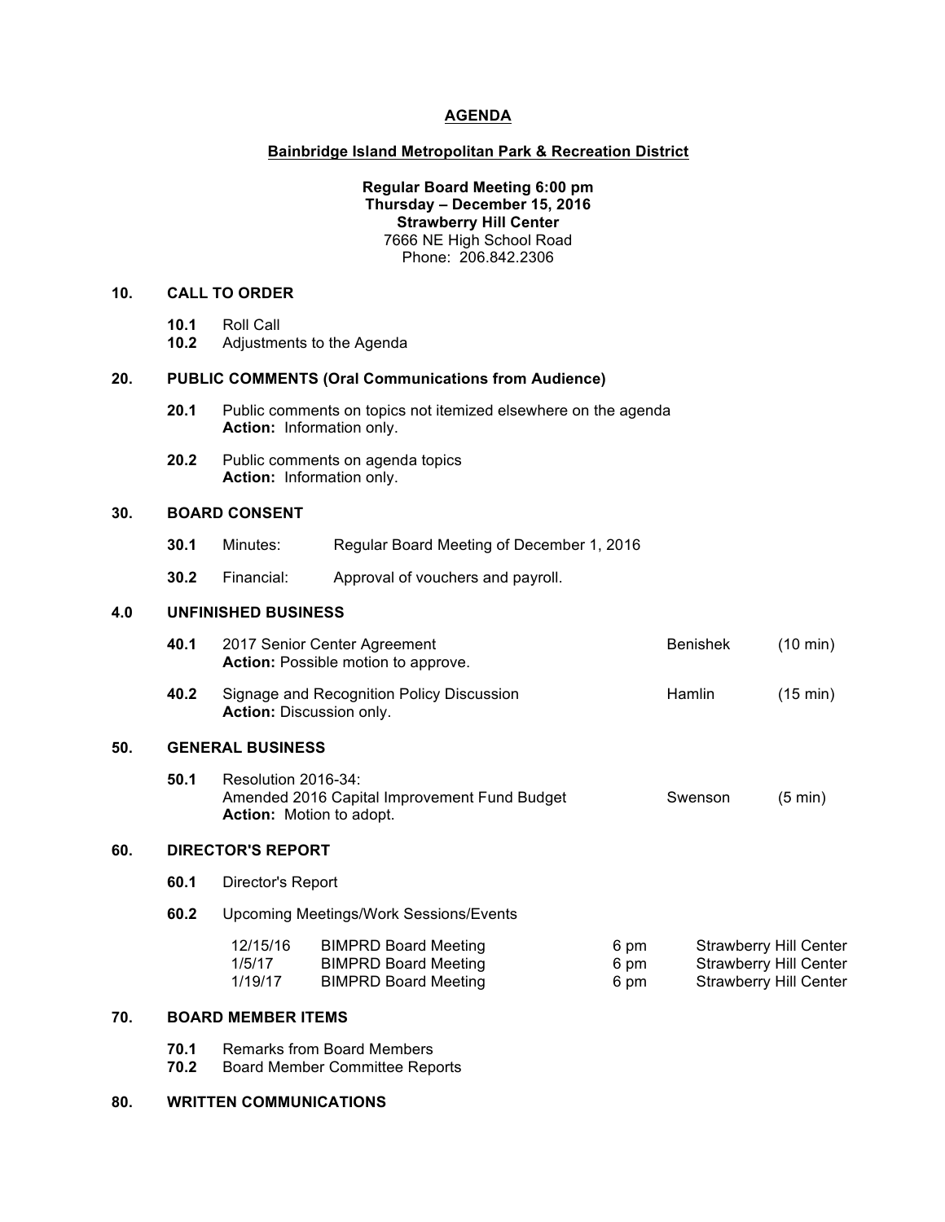# AGENDA

## Bainbridge Island Metropolitan Park & Recreation District

**Regular Board Meeting 6:00 pm**
**Thursday – December 15, 2016**
**Strawberry Hill Center**
7666 NE High School Road
Phone: 206.842.2306

### 10. CALL TO ORDER

**10.1** Roll Call
**10.2** Adjustments to the Agenda

### 20. PUBLIC COMMENTS (Oral Communications from Audience)

**20.1** Public comments on topics not itemized elsewhere on the agenda
**Action:** Information only.

**20.2** Public comments on agenda topics
**Action:** Information only.

### 30. BOARD CONSENT

**30.1** Minutes: Regular Board Meeting of December 1, 2016

**30.2** Financial: Approval of vouchers and payroll.

### 4.0 UNFINISHED BUSINESS

**40.1** 2017 Senior Center Agreement — Benishek (10 min)
**Action:** Possible motion to approve.

**40.2** Signage and Recognition Policy Discussion — Hamlin (15 min)
**Action:** Discussion only.

### 50. GENERAL BUSINESS

**50.1** Resolution 2016-34:
Amended 2016 Capital Improvement Fund Budget — Swenson (5 min)
**Action:** Motion to adopt.

### 60. DIRECTOR'S REPORT

**60.1** Director's Report

**60.2** Upcoming Meetings/Work Sessions/Events

| | | | |
|---|---|---|---|
| 12/15/16 | BIMPRD Board Meeting | 6 pm | Strawberry Hill Center |
| 1/5/17 | BIMPRD Board Meeting | 6 pm | Strawberry Hill Center |
| 1/19/17 | BIMPRD Board Meeting | 6 pm | Strawberry Hill Center |

### 70. BOARD MEMBER ITEMS

**70.1** Remarks from Board Members
**70.2** Board Member Committee Reports

### 80. WRITTEN COMMUNICATIONS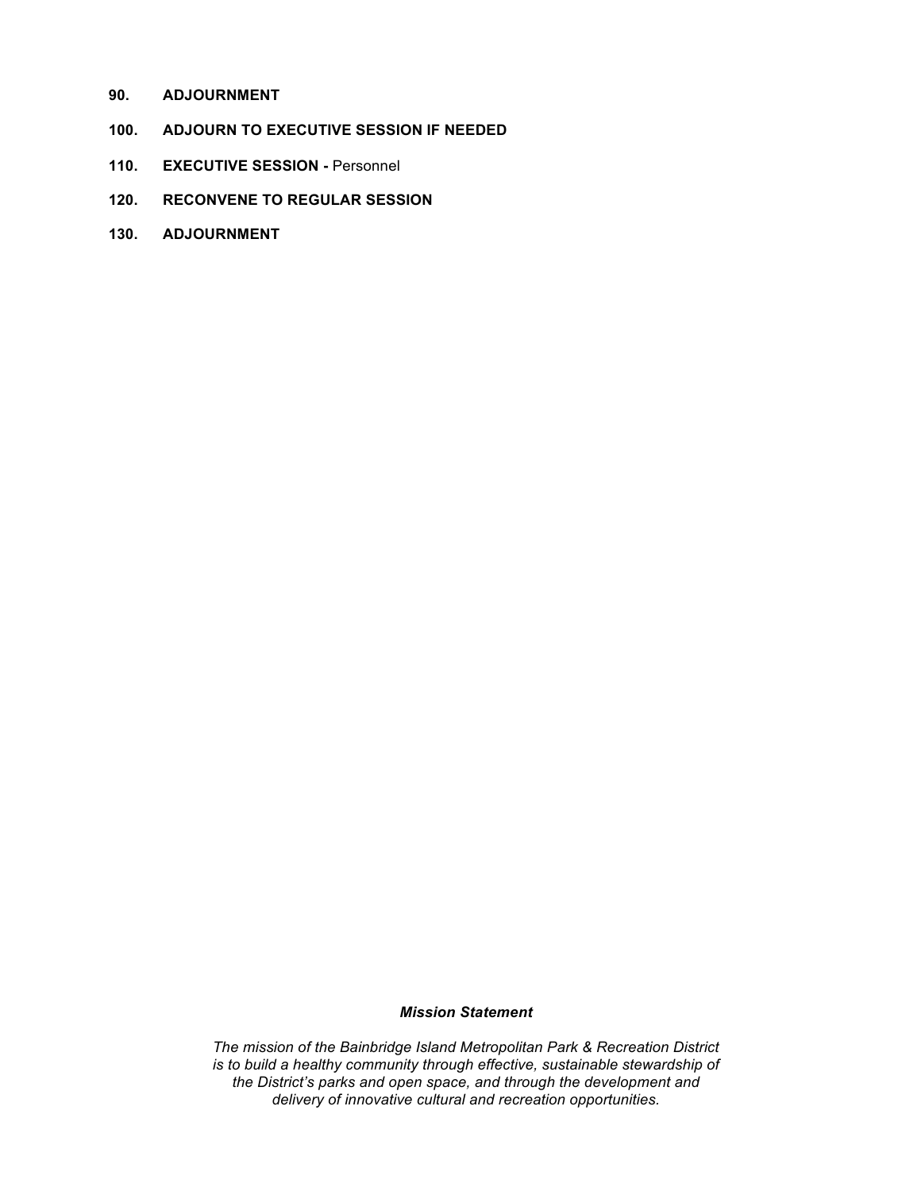**90. ADJOURNMENT**

**100. ADJOURN TO EXECUTIVE SESSION IF NEEDED**

**110. EXECUTIVE SESSION -** Personnel

**120. RECONVENE TO REGULAR SESSION**

**130. ADJOURNMENT**

***Mission Statement***

*The mission of the Bainbridge Island Metropolitan Park & Recreation District is to build a healthy community through effective, sustainable stewardship of the District's parks and open space, and through the development and delivery of innovative cultural and recreation opportunities.*